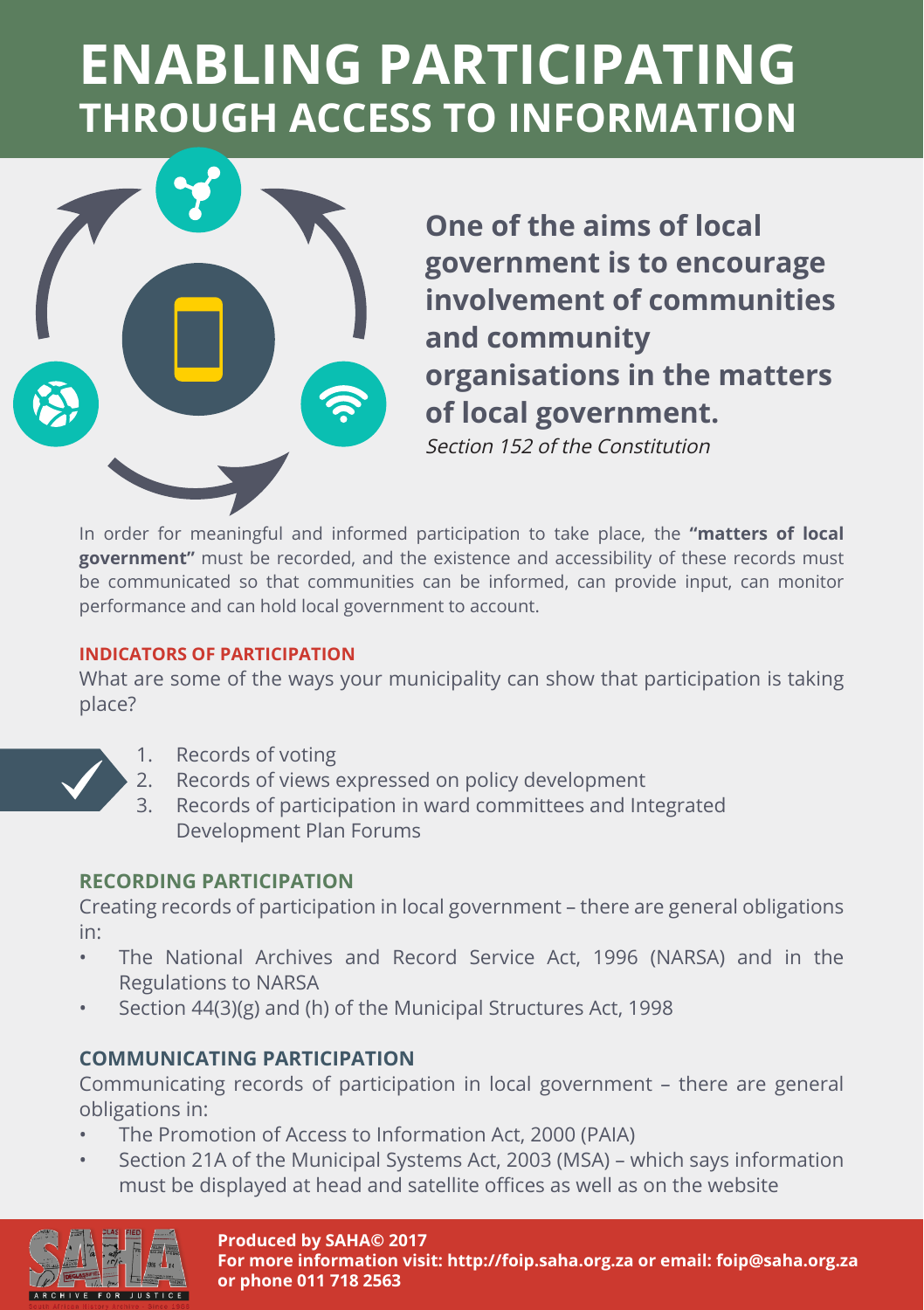# ENABLING PARTICIPATING THROUGH ACCESS TO INFORMATION

**One of the aims of local government is to encourage involvement of communities and community organisations in the matters of local government.**

*Section 152 of the Constitution*

In order for meaningful and informed participation to take place, the **"matters of local government"** must be recorded, and the existence and accessibility of these records must be communicated so that communities can be informed, can provide input, can monitor performance and can hold local government to account.

### INDICATORS OF PARTICIPATION

What are some of the ways your municipality can show that participation is taking place?

1. Records of voting
2. Records of views expressed on policy development
3. Records of participation in ward committees and Integrated Development Plan Forums

### RECORDING PARTICIPATION

Creating records of participation in local government – there are general obligations in:

- The National Archives and Record Service Act, 1996 (NARSA) and in the Regulations to NARSA
- Section 44(3)(g) and (h) of the Municipal Structures Act, 1998

### COMMUNICATING PARTICIPATION

Communicating records of participation in local government – there are general obligations in:

- The Promotion of Access to Information Act, 2000 (PAIA)
- Section 21A of the Municipal Systems Act, 2003 (MSA) – which says information must be displayed at head and satellite offices as well as on the website

**Produced by SAHA© 2017**
**For more information visit: http://foip.saha.org.za or email: foip@saha.org.za or phone 011 718 2563**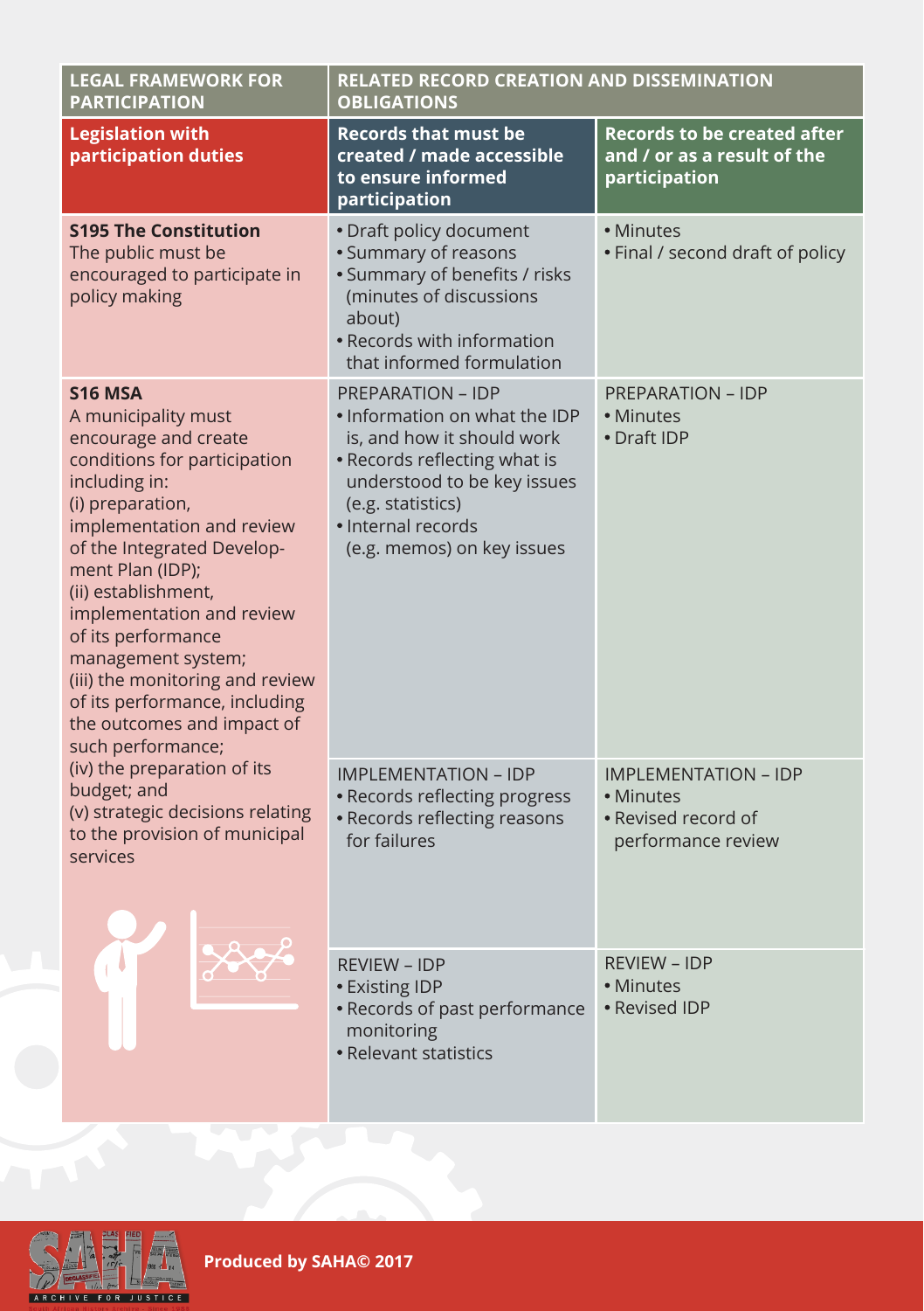| LEGAL FRAMEWORK FOR PARTICIPATION | RELATED RECORD CREATION AND DISSEMINATION OBLIGATIONS | |
|---|---|---|
| **Legislation with participation duties** | **Records that must be created / made accessible to ensure informed participation** | **Records to be created after and / or as a result of the participation** |
| **S195 The Constitution**<br>The public must be encouraged to participate in policy making | • Draft policy document<br>• Summary of reasons<br>• Summary of benefits / risks (minutes of discussions about)<br>• Records with information that informed formulation | • Minutes<br>• Final / second draft of policy |
| **S16 MSA**<br>A municipality must encourage and create conditions for participation including in:<br>(i) preparation, implementation and review of the Integrated Development Plan (IDP);<br>(ii) establishment, implementation and review of its performance management system;<br>(iii) the monitoring and review of its performance, including the outcomes and impact of such performance;<br>(iv) the preparation of its budget; and<br>(v) strategic decisions relating to the provision of municipal services | PREPARATION – IDP<br>• Information on what the IDP is, and how it should work<br>• Records reflecting what is understood to be key issues (e.g. statistics)<br>• Internal records (e.g. memos) on key issues | PREPARATION – IDP<br>• Minutes<br>• Draft IDP |
| | IMPLEMENTATION – IDP<br>• Records reflecting progress<br>• Records reflecting reasons for failures | IMPLEMENTATION – IDP<br>• Minutes<br>• Revised record of performance review |
| | REVIEW – IDP<br>• Existing IDP<br>• Records of past performance monitoring<br>• Relevant statistics | REVIEW – IDP<br>• Minutes<br>• Revised IDP |

**Produced by SAHA© 2017**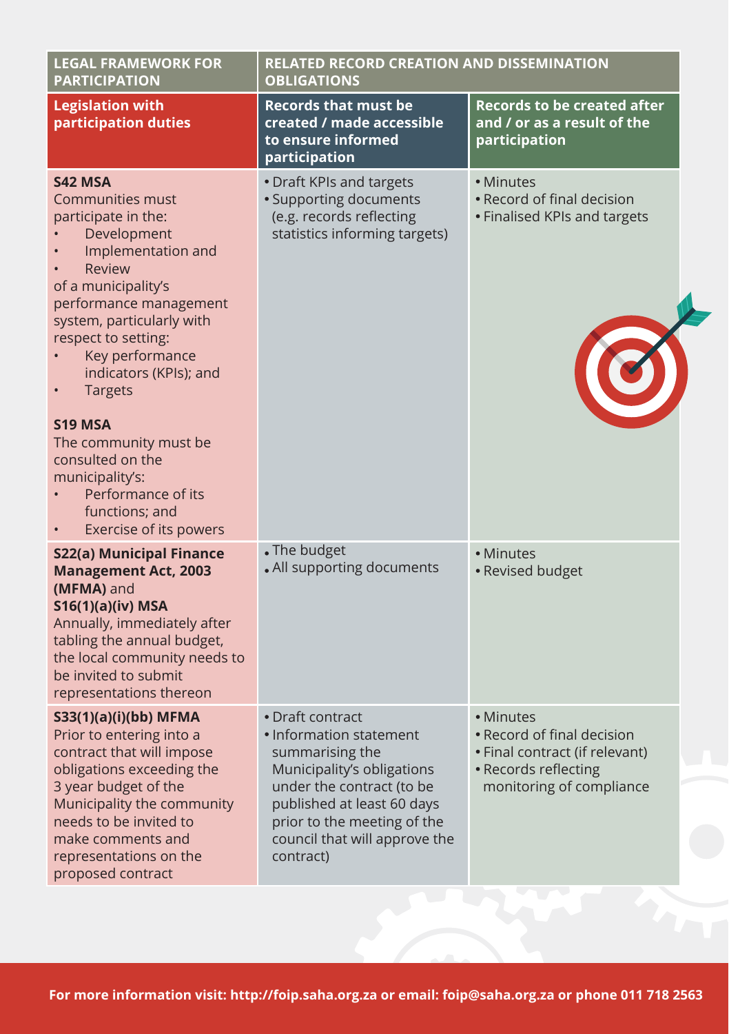| LEGAL FRAMEWORK FOR PARTICIPATION | RELATED RECORD CREATION AND DISSEMINATION OBLIGATIONS | |
|---|---|---|
| **Legislation with participation duties** | **Records that must be created / made accessible to ensure informed participation** | **Records to be created after and / or as a result of the participation** |
| **S42 MSA**<br>Communities must participate in the:<br>• Development<br>• Implementation and<br>• Review<br>of a municipality's performance management system, particularly with respect to setting:<br>• Key performance indicators (KPIs); and<br>• Targets<br><br>**S19 MSA**<br>The community must be consulted on the municipality's:<br>• Performance of its functions; and<br>• Exercise of its powers | • Draft KPIs and targets<br>• Supporting documents (e.g. records reflecting statistics informing targets) | • Minutes<br>• Record of final decision<br>• Finalised KPIs and targets |
| **S22(a) Municipal Finance Management Act, 2003 (MFMA)** and **S16(1)(a)(iv) MSA**<br>Annually, immediately after tabling the annual budget, the local community needs to be invited to submit representations thereon | • The budget<br>• All supporting documents | • Minutes<br>• Revised budget |
| **S33(1)(a)(i)(bb) MFMA**<br>Prior to entering into a contract that will impose obligations exceeding the 3 year budget of the Municipality the community needs to be invited to make comments and representations on the proposed contract | • Draft contract<br>• Information statement summarising the Municipality's obligations under the contract (to be published at least 60 days prior to the meeting of the council that will approve the contract) | • Minutes<br>• Record of final decision<br>• Final contract (if relevant)<br>• Records reflecting monitoring of compliance |

For more information visit: http://foip.saha.org.za or email: foip@saha.org.za or phone 011 718 2563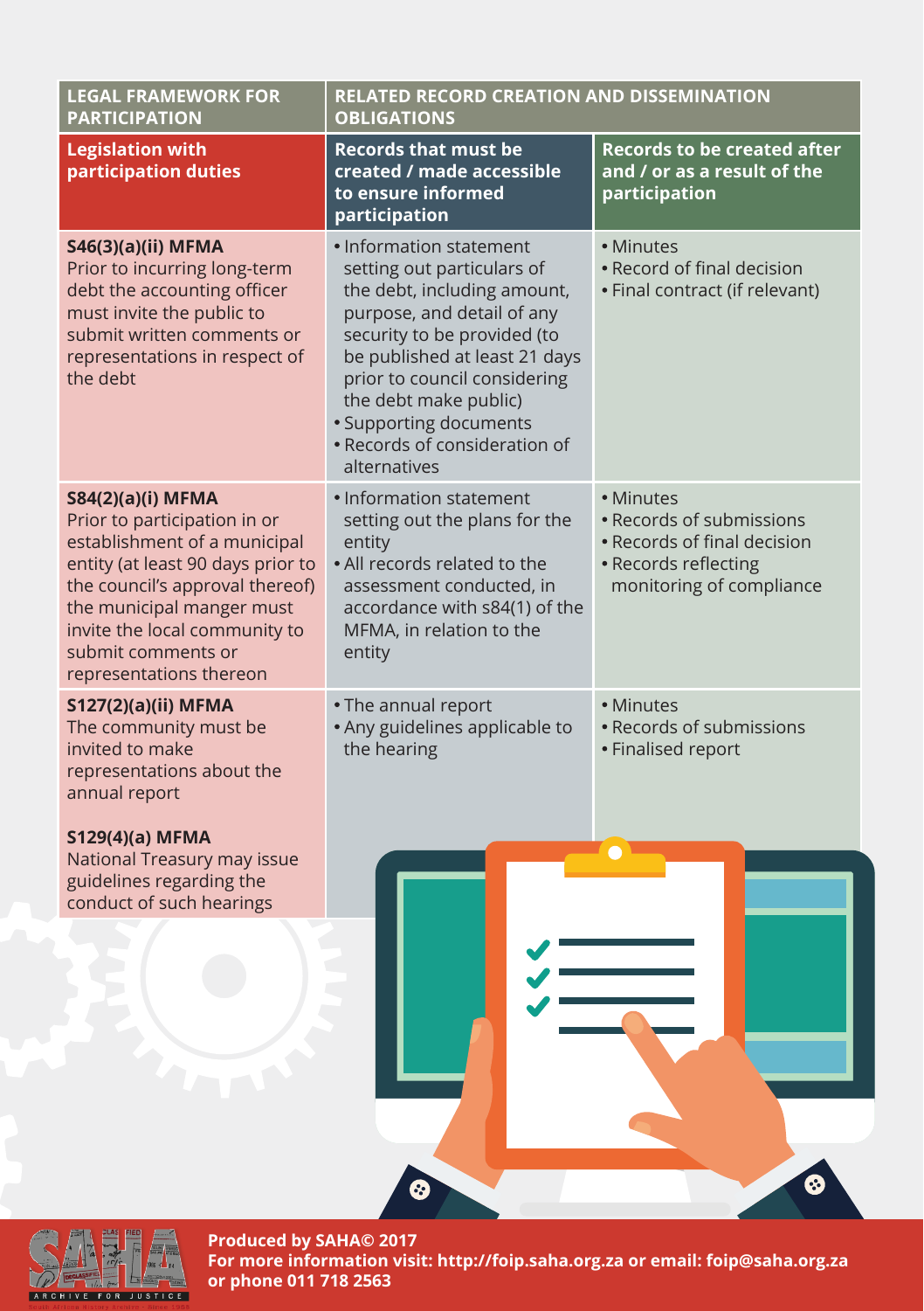| LEGAL FRAMEWORK FOR PARTICIPATION | RELATED RECORD CREATION AND DISSEMINATION OBLIGATIONS | |
|---|---|---|
| **Legislation with participation duties** | **Records that must be created / made accessible to ensure informed participation** | **Records to be created after and / or as a result of the participation** |
| **S46(3)(a)(ii) MFMA**<br>Prior to incurring long-term debt the accounting officer must invite the public to submit written comments or representations in respect of the debt | • Information statement setting out particulars of the debt, including amount, purpose, and detail of any security to be provided (to be published at least 21 days prior to council considering the debt make public)<br>• Supporting documents<br>• Records of consideration of alternatives | • Minutes<br>• Record of final decision<br>• Final contract (if relevant) |
| **S84(2)(a)(i) MFMA**<br>Prior to participation in or establishment of a municipal entity (at least 90 days prior to the council's approval thereof) the municipal manger must invite the local community to submit comments or representations thereon | • Information statement setting out the plans for the entity<br>• All records related to the assessment conducted, in accordance with s84(1) of the MFMA, in relation to the entity | • Minutes<br>• Records of submissions<br>• Records of final decision<br>• Records reflecting monitoring of compliance |
| **S127(2)(a)(ii) MFMA**<br>The community must be invited to make representations about the annual report<br><br>**S129(4)(a) MFMA**<br>National Treasury may issue guidelines regarding the conduct of such hearings | • The annual report<br>• Any guidelines applicable to the hearing | • Minutes<br>• Records of submissions<br>• Finalised report |

**Produced by SAHA© 2017**
**For more information visit: http://foip.saha.org.za or email: foip@saha.org.za or phone 011 718 2563**